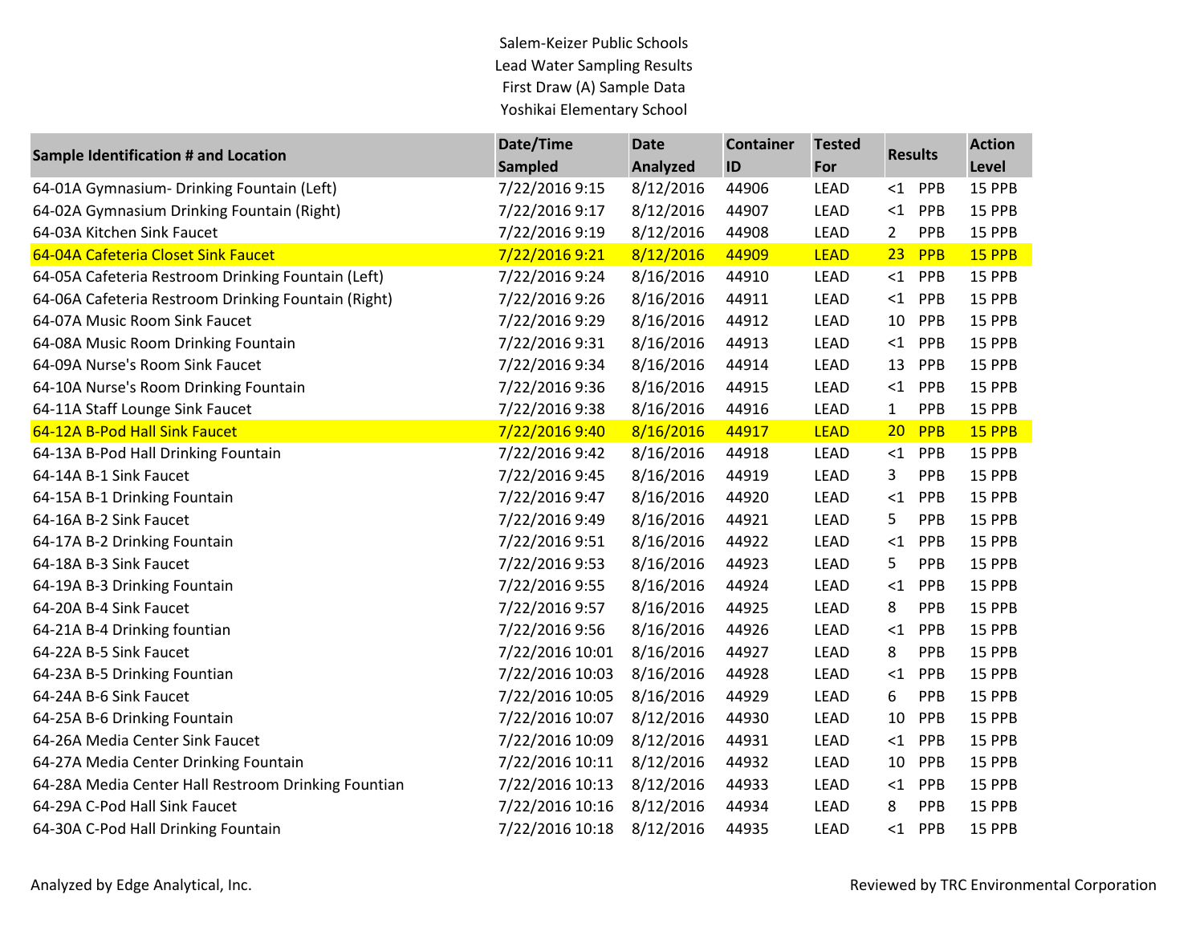Salem-Keizer Public Schools
Lead Water Sampling Results
First Draw (A) Sample Data
Yoshikai Elementary School

| Sample Identification # and Location | Date/Time Sampled | Date Analyzed | Container ID | Tested For | Results | | Action Level |
|---|---|---|---|---|---|---|---|
| 64-01A Gymnasium- Drinking Fountain (Left) | 7/22/2016 9:15 | 8/12/2016 | 44906 | LEAD | <1 | PPB | 15 PPB |
| 64-02A Gymnasium Drinking Fountain (Right) | 7/22/2016 9:17 | 8/12/2016 | 44907 | LEAD | <1 | PPB | 15 PPB |
| 64-03A Kitchen Sink Faucet | 7/22/2016 9:19 | 8/12/2016 | 44908 | LEAD | 2 | PPB | 15 PPB |
| 64-04A Cafeteria Closet Sink Faucet | 7/22/2016 9:21 | 8/12/2016 | 44909 | LEAD | 23 | PPB | 15 PPB |
| 64-05A Cafeteria Restroom Drinking Fountain (Left) | 7/22/2016 9:24 | 8/16/2016 | 44910 | LEAD | <1 | PPB | 15 PPB |
| 64-06A Cafeteria Restroom Drinking Fountain (Right) | 7/22/2016 9:26 | 8/16/2016 | 44911 | LEAD | <1 | PPB | 15 PPB |
| 64-07A Music Room Sink Faucet | 7/22/2016 9:29 | 8/16/2016 | 44912 | LEAD | 10 | PPB | 15 PPB |
| 64-08A Music Room Drinking Fountain | 7/22/2016 9:31 | 8/16/2016 | 44913 | LEAD | <1 | PPB | 15 PPB |
| 64-09A Nurse's Room Sink Faucet | 7/22/2016 9:34 | 8/16/2016 | 44914 | LEAD | 13 | PPB | 15 PPB |
| 64-10A Nurse's Room Drinking Fountain | 7/22/2016 9:36 | 8/16/2016 | 44915 | LEAD | <1 | PPB | 15 PPB |
| 64-11A Staff Lounge Sink Faucet | 7/22/2016 9:38 | 8/16/2016 | 44916 | LEAD | 1 | PPB | 15 PPB |
| 64-12A B-Pod Hall Sink Faucet | 7/22/2016 9:40 | 8/16/2016 | 44917 | LEAD | 20 | PPB | 15 PPB |
| 64-13A B-Pod Hall Drinking Fountain | 7/22/2016 9:42 | 8/16/2016 | 44918 | LEAD | <1 | PPB | 15 PPB |
| 64-14A B-1 Sink Faucet | 7/22/2016 9:45 | 8/16/2016 | 44919 | LEAD | 3 | PPB | 15 PPB |
| 64-15A B-1 Drinking Fountain | 7/22/2016 9:47 | 8/16/2016 | 44920 | LEAD | <1 | PPB | 15 PPB |
| 64-16A B-2 Sink Faucet | 7/22/2016 9:49 | 8/16/2016 | 44921 | LEAD | 5 | PPB | 15 PPB |
| 64-17A B-2 Drinking Fountain | 7/22/2016 9:51 | 8/16/2016 | 44922 | LEAD | <1 | PPB | 15 PPB |
| 64-18A B-3 Sink Faucet | 7/22/2016 9:53 | 8/16/2016 | 44923 | LEAD | 5 | PPB | 15 PPB |
| 64-19A B-3 Drinking Fountain | 7/22/2016 9:55 | 8/16/2016 | 44924 | LEAD | <1 | PPB | 15 PPB |
| 64-20A B-4 Sink Faucet | 7/22/2016 9:57 | 8/16/2016 | 44925 | LEAD | 8 | PPB | 15 PPB |
| 64-21A B-4 Drinking fountian | 7/22/2016 9:56 | 8/16/2016 | 44926 | LEAD | <1 | PPB | 15 PPB |
| 64-22A B-5 Sink Faucet | 7/22/2016 10:01 | 8/16/2016 | 44927 | LEAD | 8 | PPB | 15 PPB |
| 64-23A B-5 Drinking Fountian | 7/22/2016 10:03 | 8/16/2016 | 44928 | LEAD | <1 | PPB | 15 PPB |
| 64-24A B-6 Sink Faucet | 7/22/2016 10:05 | 8/16/2016 | 44929 | LEAD | 6 | PPB | 15 PPB |
| 64-25A B-6 Drinking Fountain | 7/22/2016 10:07 | 8/12/2016 | 44930 | LEAD | 10 | PPB | 15 PPB |
| 64-26A Media Center Sink Faucet | 7/22/2016 10:09 | 8/12/2016 | 44931 | LEAD | <1 | PPB | 15 PPB |
| 64-27A Media Center Drinking Fountain | 7/22/2016 10:11 | 8/12/2016 | 44932 | LEAD | 10 | PPB | 15 PPB |
| 64-28A Media Center Hall Restroom Drinking Fountian | 7/22/2016 10:13 | 8/12/2016 | 44933 | LEAD | <1 | PPB | 15 PPB |
| 64-29A C-Pod Hall Sink Faucet | 7/22/2016 10:16 | 8/12/2016 | 44934 | LEAD | 8 | PPB | 15 PPB |
| 64-30A C-Pod Hall Drinking Fountain | 7/22/2016 10:18 | 8/12/2016 | 44935 | LEAD | <1 | PPB | 15 PPB |

Analyzed by Edge Analytical, Inc.

Reviewed by TRC Environmental Corporation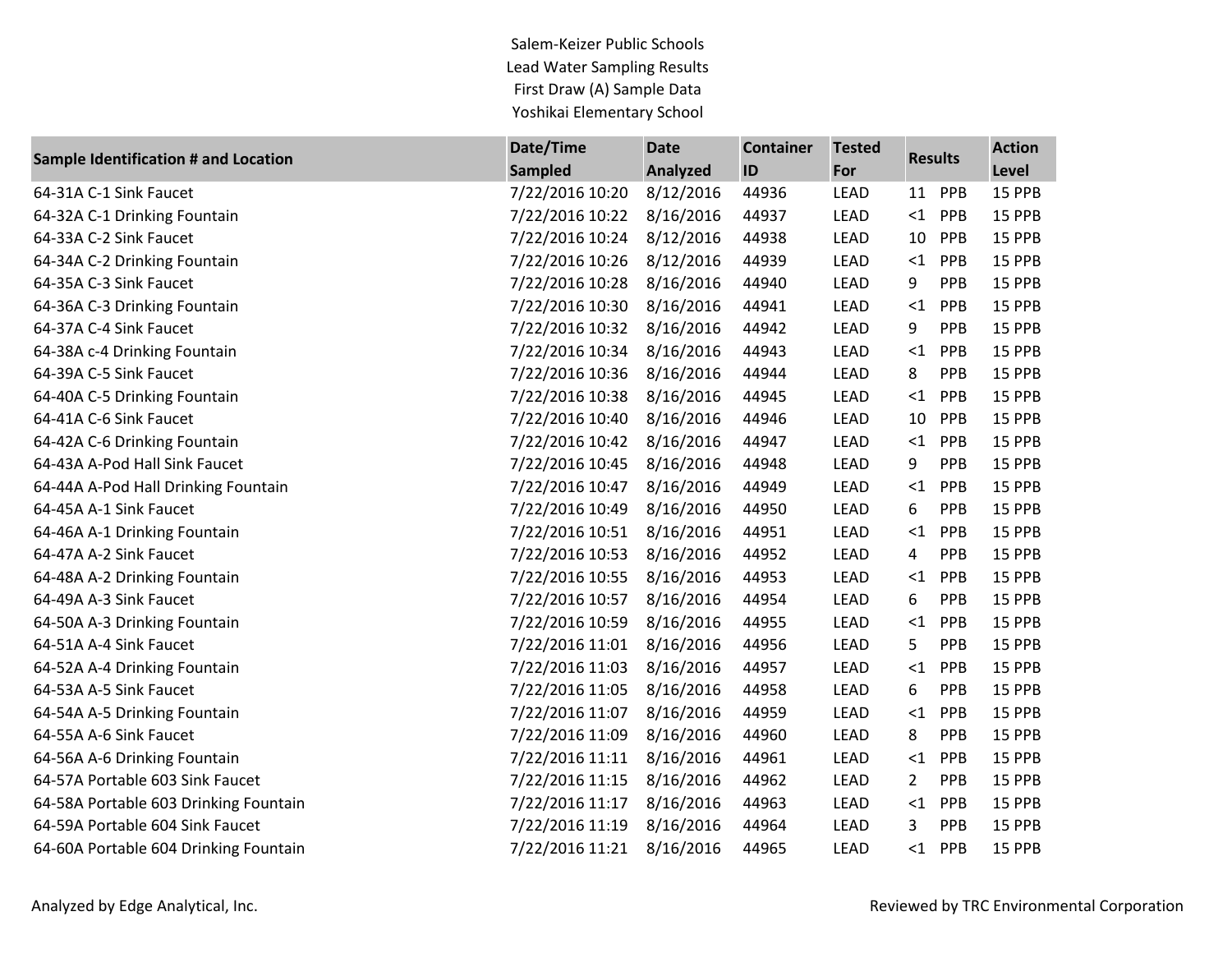Salem-Keizer Public Schools
Lead Water Sampling Results
First Draw (A) Sample Data
Yoshikai Elementary School

| Sample Identification # and Location | Date/Time Sampled | Date Analyzed | Container ID | Tested For | Results | Action Level |
|---|---|---|---|---|---|---|
| 64-31A C-1 Sink Faucet | 7/22/2016 10:20 | 8/12/2016 | 44936 | LEAD | 11 PPB | 15 PPB |
| 64-32A C-1 Drinking Fountain | 7/22/2016 10:22 | 8/16/2016 | 44937 | LEAD | <1 PPB | 15 PPB |
| 64-33A C-2 Sink Faucet | 7/22/2016 10:24 | 8/12/2016 | 44938 | LEAD | 10 PPB | 15 PPB |
| 64-34A C-2 Drinking Fountain | 7/22/2016 10:26 | 8/12/2016 | 44939 | LEAD | <1 PPB | 15 PPB |
| 64-35A C-3 Sink Faucet | 7/22/2016 10:28 | 8/16/2016 | 44940 | LEAD | 9 PPB | 15 PPB |
| 64-36A C-3 Drinking Fountain | 7/22/2016 10:30 | 8/16/2016 | 44941 | LEAD | <1 PPB | 15 PPB |
| 64-37A C-4 Sink Faucet | 7/22/2016 10:32 | 8/16/2016 | 44942 | LEAD | 9 PPB | 15 PPB |
| 64-38A c-4 Drinking Fountain | 7/22/2016 10:34 | 8/16/2016 | 44943 | LEAD | <1 PPB | 15 PPB |
| 64-39A C-5 Sink Faucet | 7/22/2016 10:36 | 8/16/2016 | 44944 | LEAD | 8 PPB | 15 PPB |
| 64-40A C-5 Drinking Fountain | 7/22/2016 10:38 | 8/16/2016 | 44945 | LEAD | <1 PPB | 15 PPB |
| 64-41A C-6 Sink Faucet | 7/22/2016 10:40 | 8/16/2016 | 44946 | LEAD | 10 PPB | 15 PPB |
| 64-42A C-6 Drinking Fountain | 7/22/2016 10:42 | 8/16/2016 | 44947 | LEAD | <1 PPB | 15 PPB |
| 64-43A A-Pod Hall Sink Faucet | 7/22/2016 10:45 | 8/16/2016 | 44948 | LEAD | 9 PPB | 15 PPB |
| 64-44A A-Pod Hall Drinking Fountain | 7/22/2016 10:47 | 8/16/2016 | 44949 | LEAD | <1 PPB | 15 PPB |
| 64-45A A-1 Sink Faucet | 7/22/2016 10:49 | 8/16/2016 | 44950 | LEAD | 6 PPB | 15 PPB |
| 64-46A A-1 Drinking Fountain | 7/22/2016 10:51 | 8/16/2016 | 44951 | LEAD | <1 PPB | 15 PPB |
| 64-47A A-2 Sink Faucet | 7/22/2016 10:53 | 8/16/2016 | 44952 | LEAD | 4 PPB | 15 PPB |
| 64-48A A-2 Drinking Fountain | 7/22/2016 10:55 | 8/16/2016 | 44953 | LEAD | <1 PPB | 15 PPB |
| 64-49A A-3 Sink Faucet | 7/22/2016 10:57 | 8/16/2016 | 44954 | LEAD | 6 PPB | 15 PPB |
| 64-50A A-3 Drinking Fountain | 7/22/2016 10:59 | 8/16/2016 | 44955 | LEAD | <1 PPB | 15 PPB |
| 64-51A A-4 Sink Faucet | 7/22/2016 11:01 | 8/16/2016 | 44956 | LEAD | 5 PPB | 15 PPB |
| 64-52A A-4 Drinking Fountain | 7/22/2016 11:03 | 8/16/2016 | 44957 | LEAD | <1 PPB | 15 PPB |
| 64-53A A-5 Sink Faucet | 7/22/2016 11:05 | 8/16/2016 | 44958 | LEAD | 6 PPB | 15 PPB |
| 64-54A A-5 Drinking Fountain | 7/22/2016 11:07 | 8/16/2016 | 44959 | LEAD | <1 PPB | 15 PPB |
| 64-55A A-6 Sink Faucet | 7/22/2016 11:09 | 8/16/2016 | 44960 | LEAD | 8 PPB | 15 PPB |
| 64-56A A-6 Drinking Fountain | 7/22/2016 11:11 | 8/16/2016 | 44961 | LEAD | <1 PPB | 15 PPB |
| 64-57A Portable 603 Sink Faucet | 7/22/2016 11:15 | 8/16/2016 | 44962 | LEAD | 2 PPB | 15 PPB |
| 64-58A Portable 603 Drinking Fountain | 7/22/2016 11:17 | 8/16/2016 | 44963 | LEAD | <1 PPB | 15 PPB |
| 64-59A Portable 604 Sink Faucet | 7/22/2016 11:19 | 8/16/2016 | 44964 | LEAD | 3 PPB | 15 PPB |
| 64-60A Portable 604 Drinking Fountain | 7/22/2016 11:21 | 8/16/2016 | 44965 | LEAD | <1 PPB | 15 PPB |

Analyzed by Edge Analytical, Inc.

Reviewed by TRC Environmental Corporation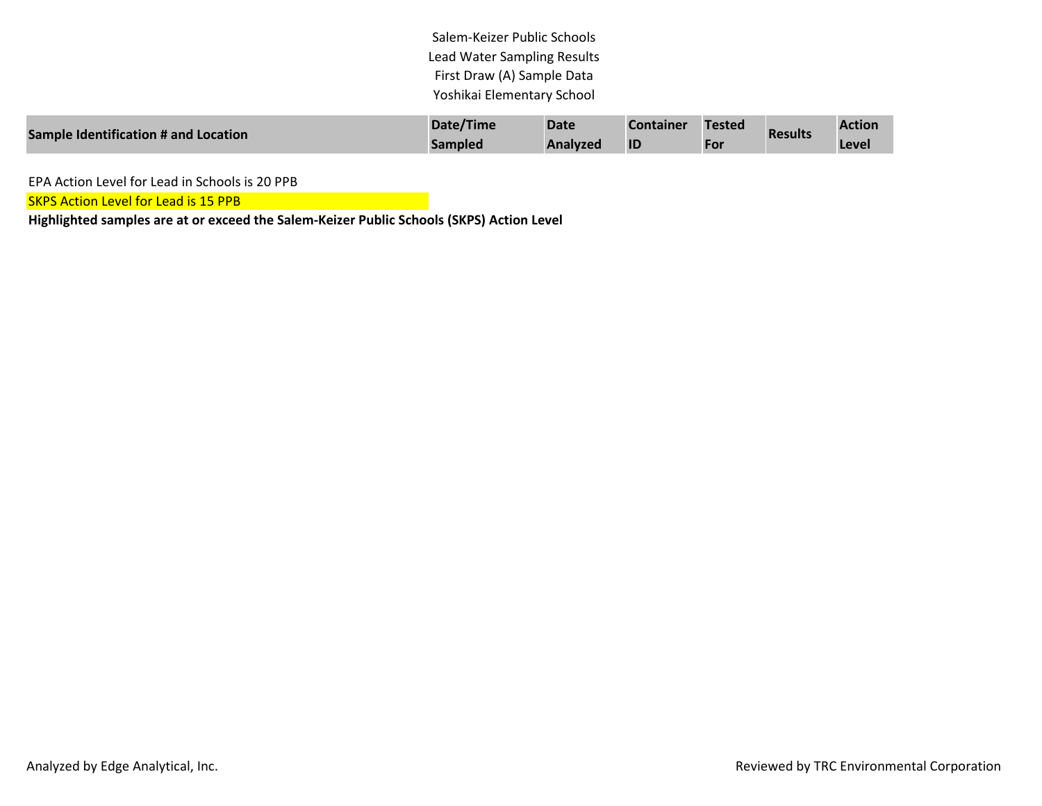Salem-Keizer Public Schools
Lead Water Sampling Results
First Draw (A) Sample Data
Yoshikai Elementary School

| Sample Identification # and Location | Date/Time Sampled | Date Analyzed | Container ID | Tested For | Results | Action Level |
|---|---|---|---|---|---|---|

EPA Action Level for Lead in Schools is 20 PPB

SKPS Action Level for Lead is 15 PPB

**Highlighted samples are at or exceed the Salem-Keizer Public Schools (SKPS) Action Level**

Analyzed by Edge Analytical, Inc.

Reviewed by TRC Environmental Corporation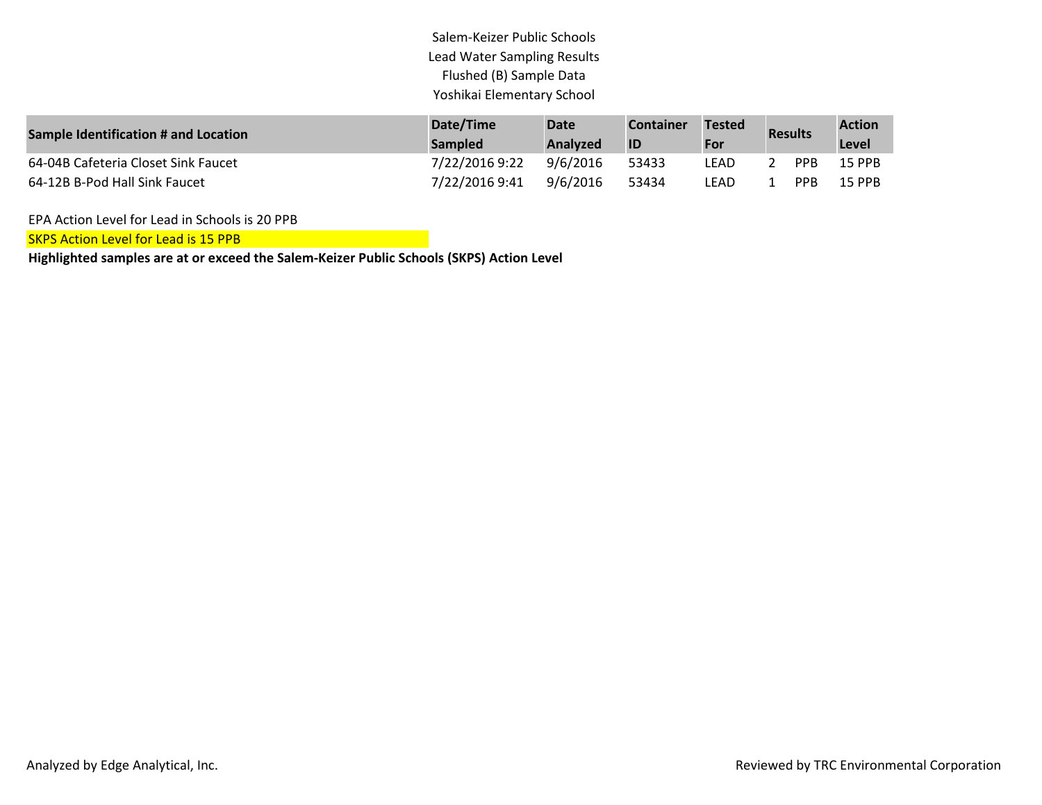Salem-Keizer Public Schools
Lead Water Sampling Results
Flushed (B) Sample Data
Yoshikai Elementary School

| Sample Identification # and Location | Date/Time Sampled | Date Analyzed | Container ID | Tested For | Results | | Action Level |
|---|---|---|---|---|---|---|---|
| 64-04B Cafeteria Closet Sink Faucet | 7/22/2016 9:22 | 9/6/2016 | 53433 | LEAD | 2 | PPB | 15 PPB |
| 64-12B B-Pod Hall Sink Faucet | 7/22/2016 9:41 | 9/6/2016 | 53434 | LEAD | 1 | PPB | 15 PPB |

EPA Action Level for Lead in Schools is 20 PPB

SKPS Action Level for Lead is 15 PPB

**Highlighted samples are at or exceed the Salem-Keizer Public Schools (SKPS) Action Level**

Analyzed by Edge Analytical, Inc.

Reviewed by TRC Environmental Corporation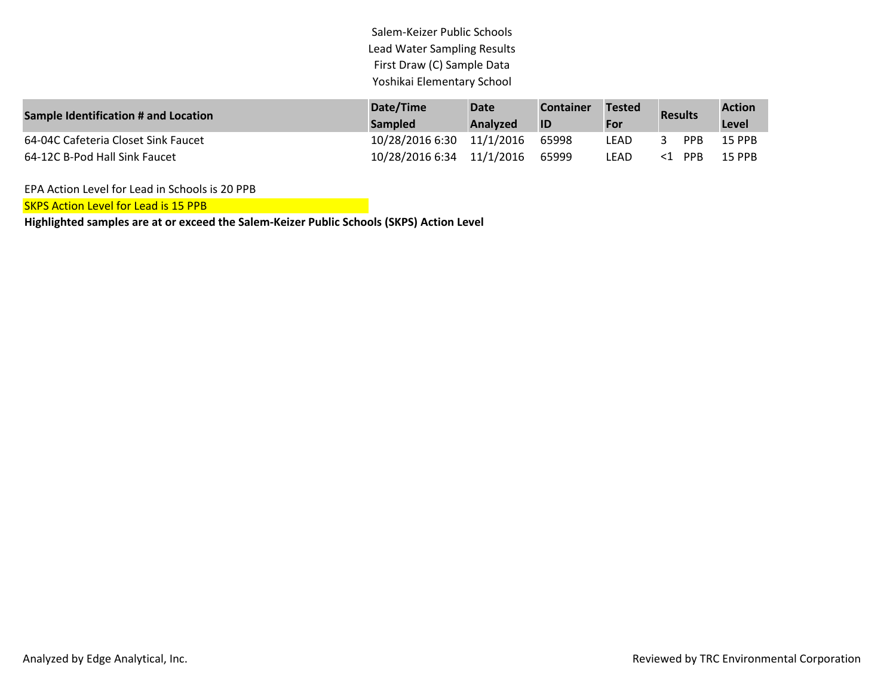Salem-Keizer Public Schools
Lead Water Sampling Results
First Draw (C) Sample Data
Yoshikai Elementary School

| Sample Identification # and Location | Date/Time Sampled | Date Analyzed | Container ID | Tested For | Results | Action Level |
|---|---|---|---|---|---|---|
| 64-04C Cafeteria Closet Sink Faucet | 10/28/2016 6:30 | 11/1/2016 | 65998 | LEAD | 3 PPB | 15 PPB |
| 64-12C B-Pod Hall Sink Faucet | 10/28/2016 6:34 | 11/1/2016 | 65999 | LEAD | <1 PPB | 15 PPB |

EPA Action Level for Lead in Schools is 20 PPB

SKPS Action Level for Lead is 15 PPB

**Highlighted samples are at or exceed the Salem-Keizer Public Schools (SKPS) Action Level**

Analyzed by Edge Analytical, Inc.

Reviewed by TRC Environmental Corporation